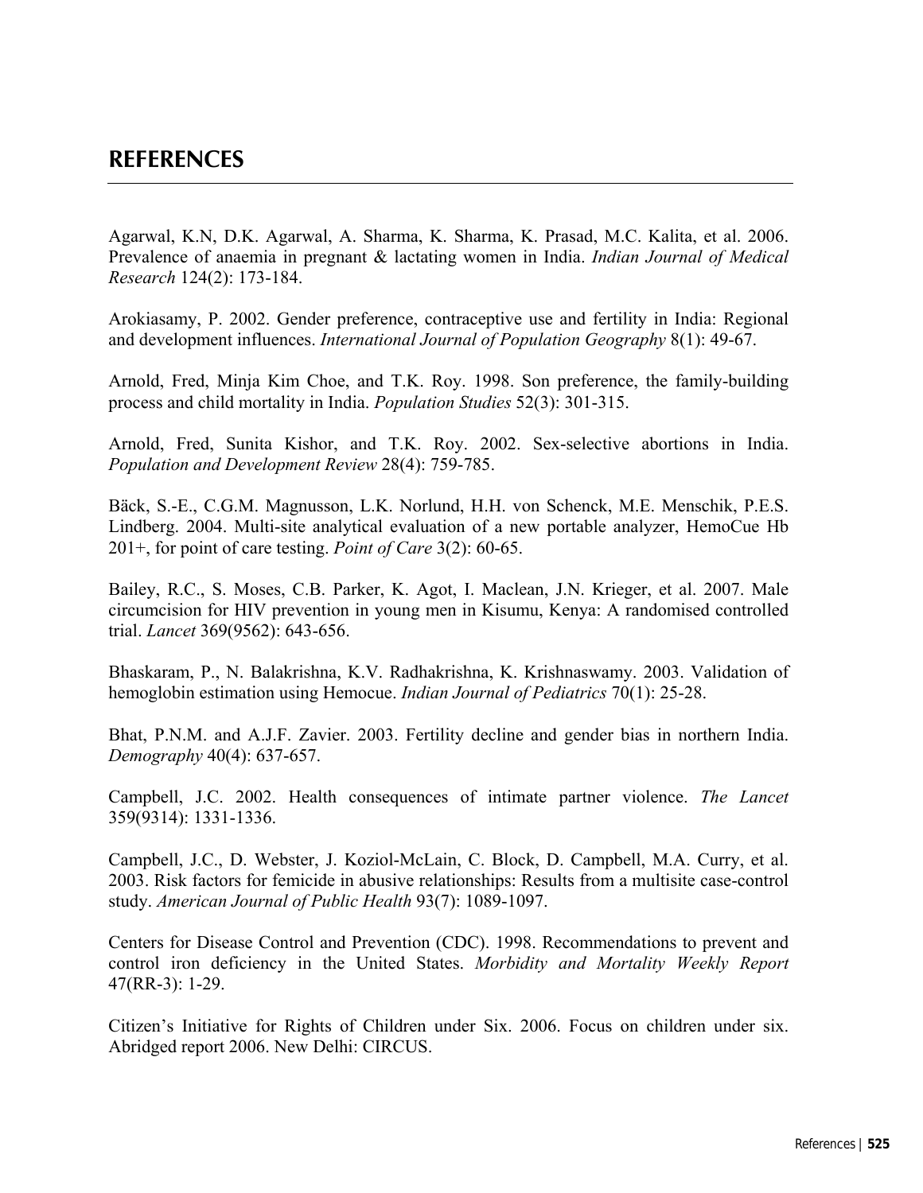# REFERENCES

Agarwal, K.N, D.K. Agarwal, A. Sharma, K. Sharma, K. Prasad, M.C. Kalita, et al. 2006. Prevalence of anaemia in pregnant & lactating women in India. *Indian Journal of Medical Research* 124(2): 173-184.

Arokiasamy, P. 2002. Gender preference, contraceptive use and fertility in India: Regional and development influences. *International Journal of Population Geography* 8(1): 49-67.

Arnold, Fred, Minja Kim Choe, and T.K. Roy. 1998. Son preference, the family-building process and child mortality in India. *Population Studies* 52(3): 301-315.

Arnold, Fred, Sunita Kishor, and T.K. Roy. 2002. Sex-selective abortions in India. *Population and Development Review* 28(4): 759-785.

Bäck, S.-E., C.G.M. Magnusson, L.K. Norlund, H.H. von Schenck, M.E. Menschik, P.E.S. Lindberg. 2004. Multi-site analytical evaluation of a new portable analyzer, HemoCue Hb 201+, for point of care testing. *Point of Care* 3(2): 60-65.

Bailey, R.C., S. Moses, C.B. Parker, K. Agot, I. Maclean, J.N. Krieger, et al. 2007. Male circumcision for HIV prevention in young men in Kisumu, Kenya: A randomised controlled trial. *Lancet* 369(9562): 643-656.

Bhaskaram, P., N. Balakrishna, K.V. Radhakrishna, K. Krishnaswamy. 2003. Validation of hemoglobin estimation using Hemocue. *Indian Journal of Pediatrics* 70(1): 25-28.

Bhat, P.N.M. and A.J.F. Zavier. 2003. Fertility decline and gender bias in northern India. *Demography* 40(4): 637-657.

Campbell, J.C. 2002. Health consequences of intimate partner violence. *The Lancet* 359(9314): 1331-1336.

Campbell, J.C., D. Webster, J. Koziol-McLain, C. Block, D. Campbell, M.A. Curry, et al. 2003. Risk factors for femicide in abusive relationships: Results from a multisite case-control study. *American Journal of Public Health* 93(7): 1089-1097.

Centers for Disease Control and Prevention (CDC). 1998. Recommendations to prevent and control iron deficiency in the United States. *Morbidity and Mortality Weekly Report* 47(RR-3): 1-29.

Citizen's Initiative for Rights of Children under Six. 2006. Focus on children under six. Abridged report 2006. New Delhi: CIRCUS.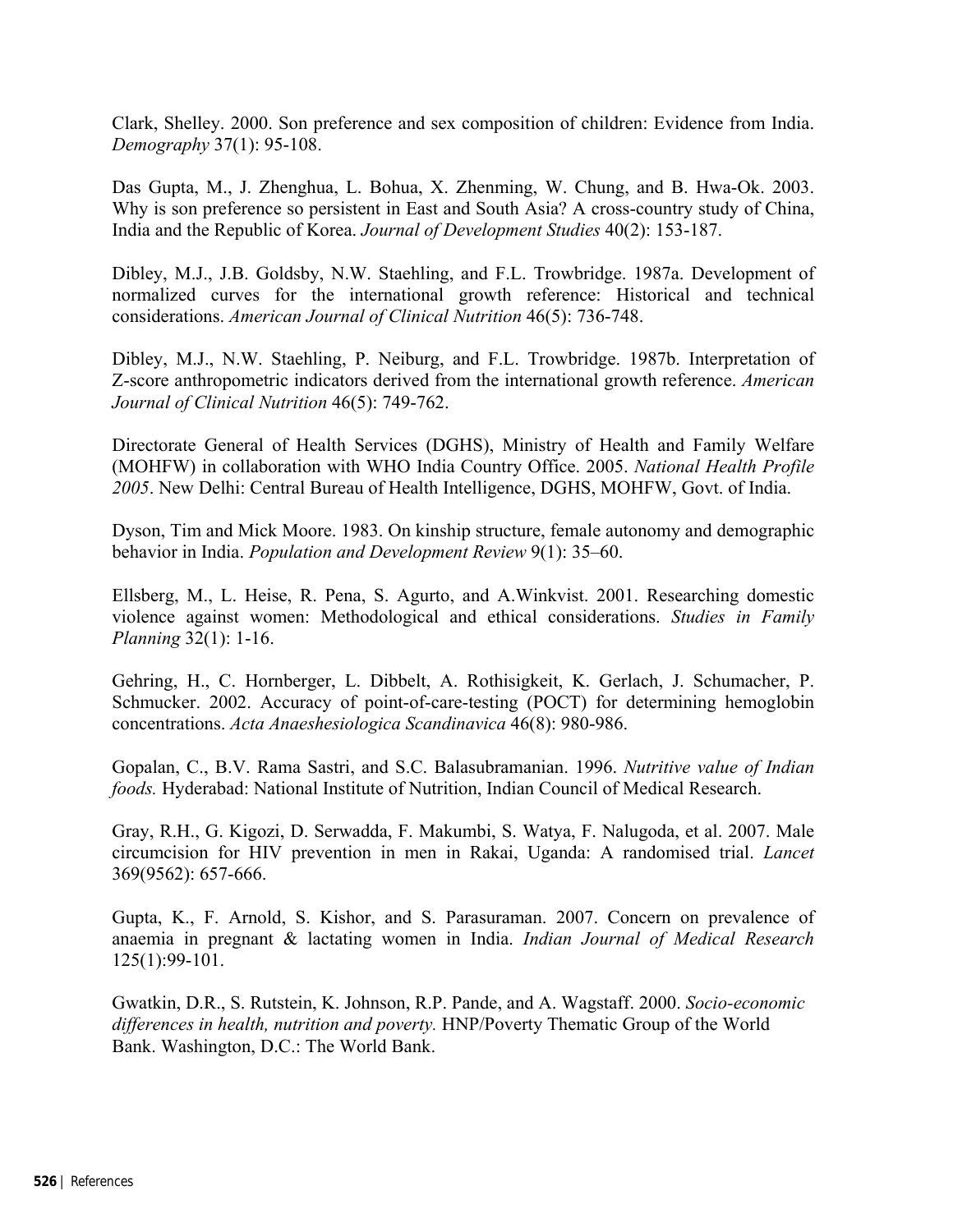Clark, Shelley. 2000. Son preference and sex composition of children: Evidence from India. *Demography* 37(1): 95-108.

Das Gupta, M., J. Zhenghua, L. Bohua, X. Zhenming, W. Chung, and B. Hwa-Ok. 2003. Why is son preference so persistent in East and South Asia? A cross-country study of China, India and the Republic of Korea. *Journal of Development Studies* 40(2): 153-187.

Dibley, M.J., J.B. Goldsby, N.W. Staehling, and F.L. Trowbridge. 1987a. Development of normalized curves for the international growth reference: Historical and technical considerations. *American Journal of Clinical Nutrition* 46(5): 736-748.

Dibley, M.J., N.W. Staehling, P. Neiburg, and F.L. Trowbridge. 1987b. Interpretation of Z-score anthropometric indicators derived from the international growth reference. *American Journal of Clinical Nutrition* 46(5): 749-762.

Directorate General of Health Services (DGHS), Ministry of Health and Family Welfare (MOHFW) in collaboration with WHO India Country Office. 2005. *National Health Profile 2005*. New Delhi: Central Bureau of Health Intelligence, DGHS, MOHFW, Govt. of India.

Dyson, Tim and Mick Moore. 1983. On kinship structure, female autonomy and demographic behavior in India. *Population and Development Review* 9(1): 35–60.

Ellsberg, M., L. Heise, R. Pena, S. Agurto, and A.Winkvist. 2001. Researching domestic violence against women: Methodological and ethical considerations. *Studies in Family Planning* 32(1): 1-16.

Gehring, H., C. Hornberger, L. Dibbelt, A. Rothisigkeit, K. Gerlach, J. Schumacher, P. Schmucker. 2002. Accuracy of point-of-care-testing (POCT) for determining hemoglobin concentrations. *Acta Anaeshesiologica Scandinavica* 46(8): 980-986.

Gopalan, C., B.V. Rama Sastri, and S.C. Balasubramanian. 1996. *Nutritive value of Indian foods.* Hyderabad: National Institute of Nutrition, Indian Council of Medical Research.

Gray, R.H., G. Kigozi, D. Serwadda, F. Makumbi, S. Watya, F. Nalugoda, et al. 2007. Male circumcision for HIV prevention in men in Rakai, Uganda: A randomised trial. *Lancet* 369(9562): 657-666.

Gupta, K., F. Arnold, S. Kishor, and S. Parasuraman. 2007. Concern on prevalence of anaemia in pregnant & lactating women in India. *Indian Journal of Medical Research* 125(1):99-101.

Gwatkin, D.R., S. Rutstein, K. Johnson, R.P. Pande, and A. Wagstaff. 2000. *Socio-economic differences in health, nutrition and poverty.* HNP/Poverty Thematic Group of the World Bank. Washington, D.C.: The World Bank.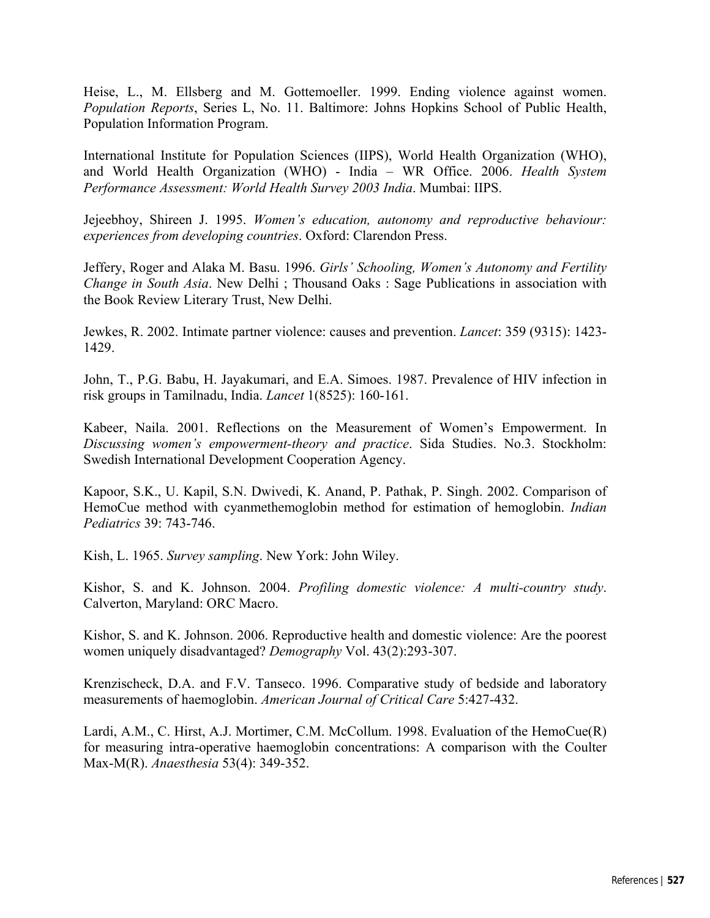Heise, L., M. Ellsberg and M. Gottemoeller. 1999. Ending violence against women. *Population Reports*, Series L, No. 11. Baltimore: Johns Hopkins School of Public Health, Population Information Program.

International Institute for Population Sciences (IIPS), World Health Organization (WHO), and World Health Organization (WHO) - India – WR Office. 2006. *Health System Performance Assessment: World Health Survey 2003 India*. Mumbai: IIPS.

Jejeebhoy, Shireen J. 1995. *Women's education, autonomy and reproductive behaviour: experiences from developing countries*. Oxford: Clarendon Press.

Jeffery, Roger and Alaka M. Basu. 1996. *Girls' Schooling, Women's Autonomy and Fertility Change in South Asia*. New Delhi ; Thousand Oaks : Sage Publications in association with the Book Review Literary Trust, New Delhi.

Jewkes, R. 2002. Intimate partner violence: causes and prevention. *Lancet*: 359 (9315): 1423-1429.

John, T., P.G. Babu, H. Jayakumari, and E.A. Simoes. 1987. Prevalence of HIV infection in risk groups in Tamilnadu, India. *Lancet* 1(8525): 160-161.

Kabeer, Naila. 2001. Reflections on the Measurement of Women's Empowerment. In *Discussing women's empowerment-theory and practice*. Sida Studies. No.3. Stockholm: Swedish International Development Cooperation Agency.

Kapoor, S.K., U. Kapil, S.N. Dwivedi, K. Anand, P. Pathak, P. Singh. 2002. Comparison of HemoCue method with cyanmethemoglobin method for estimation of hemoglobin. *Indian Pediatrics* 39: 743-746.

Kish, L. 1965. *Survey sampling*. New York: John Wiley.

Kishor, S. and K. Johnson. 2004. *Profiling domestic violence: A multi-country study*. Calverton, Maryland: ORC Macro.

Kishor, S. and K. Johnson. 2006. Reproductive health and domestic violence: Are the poorest women uniquely disadvantaged? *Demography* Vol. 43(2):293-307.

Krenzischeck, D.A. and F.V. Tanseco. 1996. Comparative study of bedside and laboratory measurements of haemoglobin. *American Journal of Critical Care* 5:427-432.

Lardi, A.M., C. Hirst, A.J. Mortimer, C.M. McCollum. 1998. Evaluation of the HemoCue(R) for measuring intra-operative haemoglobin concentrations: A comparison with the Coulter Max-M(R). *Anaesthesia* 53(4): 349-352.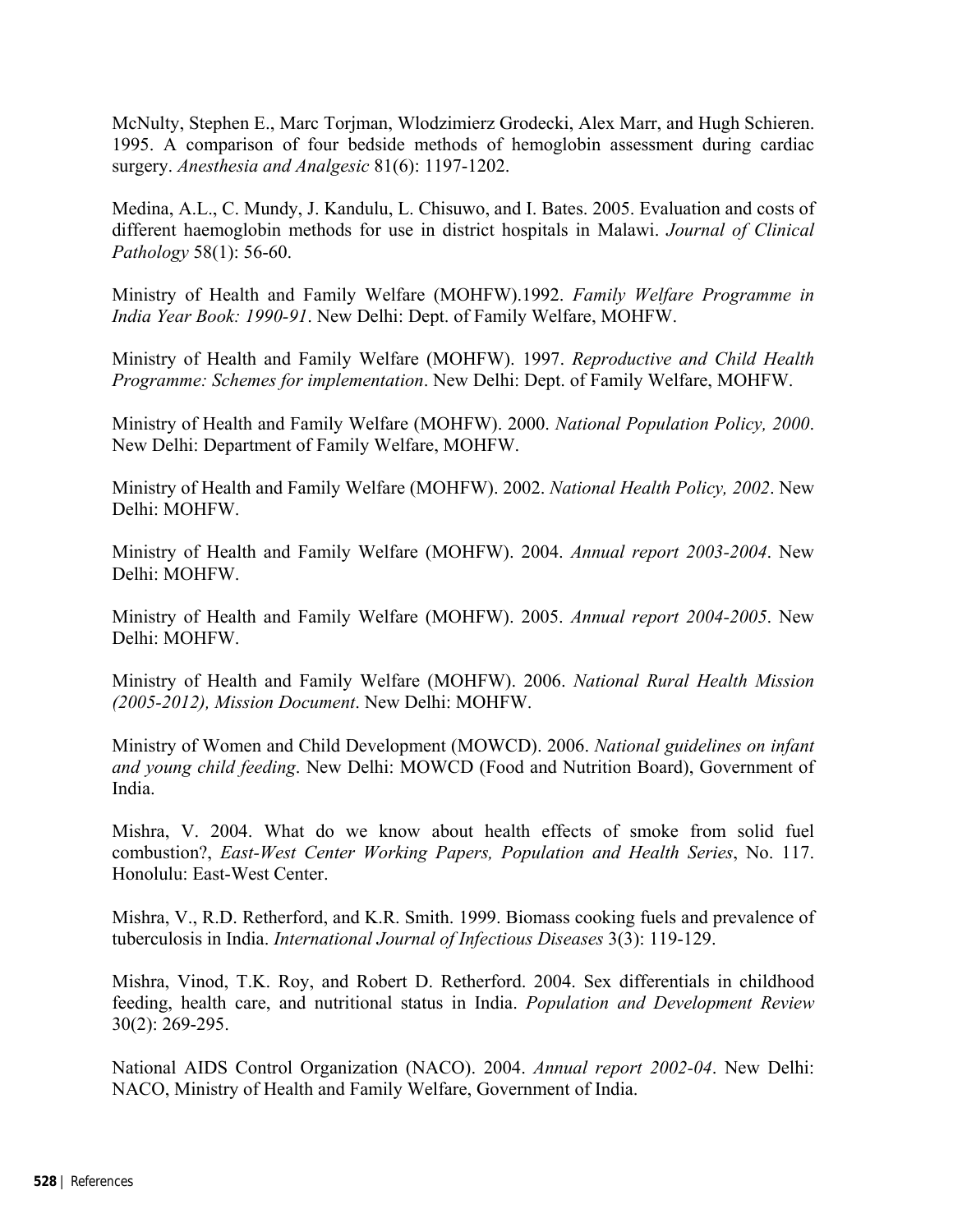McNulty, Stephen E., Marc Torjman, Wlodzimierz Grodecki, Alex Marr, and Hugh Schieren. 1995. A comparison of four bedside methods of hemoglobin assessment during cardiac surgery. *Anesthesia and Analgesic* 81(6): 1197-1202.

Medina, A.L., C. Mundy, J. Kandulu, L. Chisuwo, and I. Bates. 2005. Evaluation and costs of different haemoglobin methods for use in district hospitals in Malawi. *Journal of Clinical Pathology* 58(1): 56-60.

Ministry of Health and Family Welfare (MOHFW).1992. *Family Welfare Programme in India Year Book: 1990-91*. New Delhi: Dept. of Family Welfare, MOHFW.

Ministry of Health and Family Welfare (MOHFW). 1997. *Reproductive and Child Health Programme: Schemes for implementation*. New Delhi: Dept. of Family Welfare, MOHFW.

Ministry of Health and Family Welfare (MOHFW). 2000. *National Population Policy, 2000*. New Delhi: Department of Family Welfare, MOHFW.

Ministry of Health and Family Welfare (MOHFW). 2002. *National Health Policy, 2002*. New Delhi: MOHFW.

Ministry of Health and Family Welfare (MOHFW). 2004. *Annual report 2003-2004*. New Delhi: MOHFW.

Ministry of Health and Family Welfare (MOHFW). 2005. *Annual report 2004-2005*. New Delhi: MOHFW.

Ministry of Health and Family Welfare (MOHFW). 2006. *National Rural Health Mission (2005-2012), Mission Document*. New Delhi: MOHFW.

Ministry of Women and Child Development (MOWCD). 2006. *National guidelines on infant and young child feeding*. New Delhi: MOWCD (Food and Nutrition Board), Government of India.

Mishra, V. 2004. What do we know about health effects of smoke from solid fuel combustion?, *East-West Center Working Papers, Population and Health Series*, No. 117. Honolulu: East-West Center.

Mishra, V., R.D. Retherford, and K.R. Smith. 1999. Biomass cooking fuels and prevalence of tuberculosis in India. *International Journal of Infectious Diseases* 3(3): 119-129.

Mishra, Vinod, T.K. Roy, and Robert D. Retherford. 2004. Sex differentials in childhood feeding, health care, and nutritional status in India. *Population and Development Review* 30(2): 269-295.

National AIDS Control Organization (NACO). 2004. *Annual report 2002-04*. New Delhi: NACO, Ministry of Health and Family Welfare, Government of India.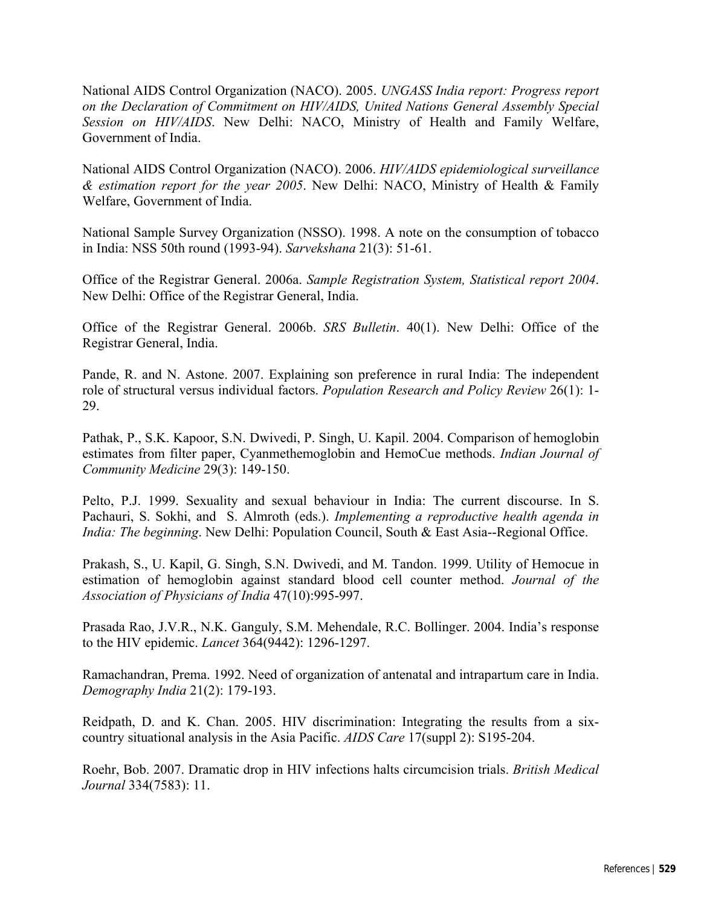National AIDS Control Organization (NACO). 2005. *UNGASS India report: Progress report on the Declaration of Commitment on HIV/AIDS, United Nations General Assembly Special Session on HIV/AIDS*. New Delhi: NACO, Ministry of Health and Family Welfare, Government of India.

National AIDS Control Organization (NACO). 2006. *HIV/AIDS epidemiological surveillance & estimation report for the year 2005*. New Delhi: NACO, Ministry of Health & Family Welfare, Government of India.

National Sample Survey Organization (NSSO). 1998. A note on the consumption of tobacco in India: NSS 50th round (1993-94). *Sarvekshana* 21(3): 51-61.

Office of the Registrar General. 2006a. *Sample Registration System, Statistical report 2004*. New Delhi: Office of the Registrar General, India.

Office of the Registrar General. 2006b. *SRS Bulletin*. 40(1). New Delhi: Office of the Registrar General, India.

Pande, R. and N. Astone. 2007. Explaining son preference in rural India: The independent role of structural versus individual factors. *Population Research and Policy Review* 26(1): 1-29.

Pathak, P., S.K. Kapoor, S.N. Dwivedi, P. Singh, U. Kapil. 2004. Comparison of hemoglobin estimates from filter paper, Cyanmethemoglobin and HemoCue methods. *Indian Journal of Community Medicine* 29(3): 149-150.

Pelto, P.J. 1999. Sexuality and sexual behaviour in India: The current discourse. In S. Pachauri, S. Sokhi, and S. Almroth (eds.). *Implementing a reproductive health agenda in India: The beginning*. New Delhi: Population Council, South & East Asia--Regional Office.

Prakash, S., U. Kapil, G. Singh, S.N. Dwivedi, and M. Tandon. 1999. Utility of Hemocue in estimation of hemoglobin against standard blood cell counter method. *Journal of the Association of Physicians of India* 47(10):995-997.

Prasada Rao, J.V.R., N.K. Ganguly, S.M. Mehendale, R.C. Bollinger. 2004. India's response to the HIV epidemic. *Lancet* 364(9442): 1296-1297.

Ramachandran, Prema. 1992. Need of organization of antenatal and intrapartum care in India. *Demography India* 21(2): 179-193.

Reidpath, D. and K. Chan. 2005. HIV discrimination: Integrating the results from a six-country situational analysis in the Asia Pacific. *AIDS Care* 17(suppl 2): S195-204.

Roehr, Bob. 2007. Dramatic drop in HIV infections halts circumcision trials. *British Medical Journal* 334(7583): 11.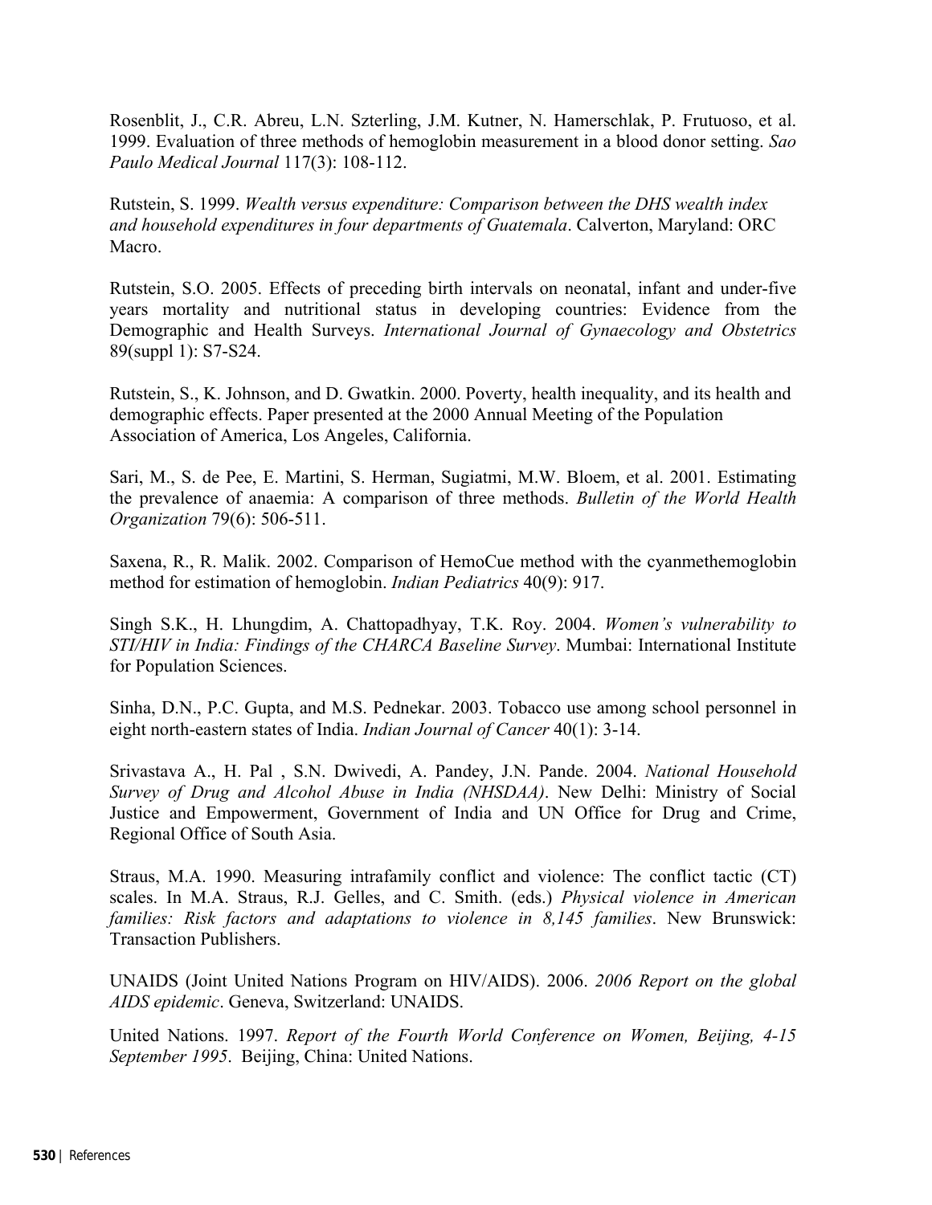Rosenblit, J., C.R. Abreu, L.N. Szterling, J.M. Kutner, N. Hamerschlak, P. Frutuoso, et al. 1999. Evaluation of three methods of hemoglobin measurement in a blood donor setting. *Sao Paulo Medical Journal* 117(3): 108-112.

Rutstein, S. 1999. *Wealth versus expenditure: Comparison between the DHS wealth index and household expenditures in four departments of Guatemala*. Calverton, Maryland: ORC Macro.

Rutstein, S.O. 2005. Effects of preceding birth intervals on neonatal, infant and under-five years mortality and nutritional status in developing countries: Evidence from the Demographic and Health Surveys. *International Journal of Gynaecology and Obstetrics* 89(suppl 1): S7-S24.

Rutstein, S., K. Johnson, and D. Gwatkin. 2000. Poverty, health inequality, and its health and demographic effects. Paper presented at the 2000 Annual Meeting of the Population Association of America, Los Angeles, California.

Sari, M., S. de Pee, E. Martini, S. Herman, Sugiatmi, M.W. Bloem, et al. 2001. Estimating the prevalence of anaemia: A comparison of three methods. *Bulletin of the World Health Organization* 79(6): 506-511.

Saxena, R., R. Malik. 2002. Comparison of HemoCue method with the cyanmethemoglobin method for estimation of hemoglobin. *Indian Pediatrics* 40(9): 917.

Singh S.K., H. Lhungdim, A. Chattopadhyay, T.K. Roy. 2004. *Women's vulnerability to STI/HIV in India: Findings of the CHARCA Baseline Survey*. Mumbai: International Institute for Population Sciences.

Sinha, D.N., P.C. Gupta, and M.S. Pednekar. 2003. Tobacco use among school personnel in eight north-eastern states of India. *Indian Journal of Cancer* 40(1): 3-14.

Srivastava A., H. Pal , S.N. Dwivedi, A. Pandey, J.N. Pande. 2004. *National Household Survey of Drug and Alcohol Abuse in India (NHSDAA)*. New Delhi: Ministry of Social Justice and Empowerment, Government of India and UN Office for Drug and Crime, Regional Office of South Asia.

Straus, M.A. 1990. Measuring intrafamily conflict and violence: The conflict tactic (CT) scales. In M.A. Straus, R.J. Gelles, and C. Smith. (eds.) *Physical violence in American families: Risk factors and adaptations to violence in 8,145 families*. New Brunswick: Transaction Publishers.

UNAIDS (Joint United Nations Program on HIV/AIDS). 2006. *2006 Report on the global AIDS epidemic*. Geneva, Switzerland: UNAIDS.

United Nations. 1997. *Report of the Fourth World Conference on Women, Beijing, 4-15 September 1995*. Beijing, China: United Nations.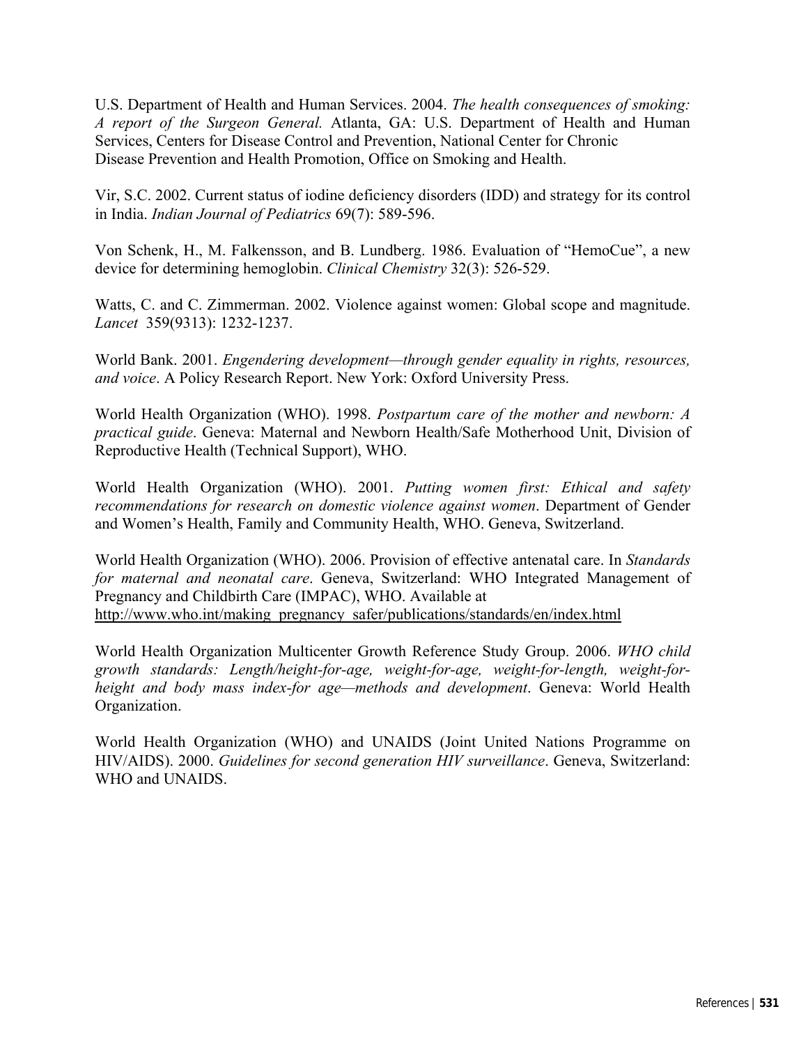U.S. Department of Health and Human Services. 2004. *The health consequences of smoking: A report of the Surgeon General.* Atlanta, GA: U.S. Department of Health and Human Services, Centers for Disease Control and Prevention, National Center for Chronic Disease Prevention and Health Promotion, Office on Smoking and Health.

Vir, S.C. 2002. Current status of iodine deficiency disorders (IDD) and strategy for its control in India. *Indian Journal of Pediatrics* 69(7): 589-596.

Von Schenk, H., M. Falkensson, and B. Lundberg. 1986. Evaluation of "HemoCue", a new device for determining hemoglobin. *Clinical Chemistry* 32(3): 526-529.

Watts, C. and C. Zimmerman. 2002. Violence against women: Global scope and magnitude. *Lancet* 359(9313): 1232-1237.

World Bank. 2001. *Engendering development—through gender equality in rights, resources, and voice*. A Policy Research Report. New York: Oxford University Press.

World Health Organization (WHO). 1998. *Postpartum care of the mother and newborn: A practical guide*. Geneva: Maternal and Newborn Health/Safe Motherhood Unit, Division of Reproductive Health (Technical Support), WHO.

World Health Organization (WHO). 2001. *Putting women first: Ethical and safety recommendations for research on domestic violence against women*. Department of Gender and Women's Health, Family and Community Health, WHO. Geneva, Switzerland.

World Health Organization (WHO). 2006. Provision of effective antenatal care. In *Standards for maternal and neonatal care*. Geneva, Switzerland: WHO Integrated Management of Pregnancy and Childbirth Care (IMPAC), WHO. Available at http://www.who.int/making_pregnancy_safer/publications/standards/en/index.html

World Health Organization Multicenter Growth Reference Study Group. 2006. *WHO child growth standards: Length/height-for-age, weight-for-age, weight-for-length, weight-for-height and body mass index-for age—methods and development*. Geneva: World Health Organization.

World Health Organization (WHO) and UNAIDS (Joint United Nations Programme on HIV/AIDS). 2000. *Guidelines for second generation HIV surveillance*. Geneva, Switzerland: WHO and UNAIDS.